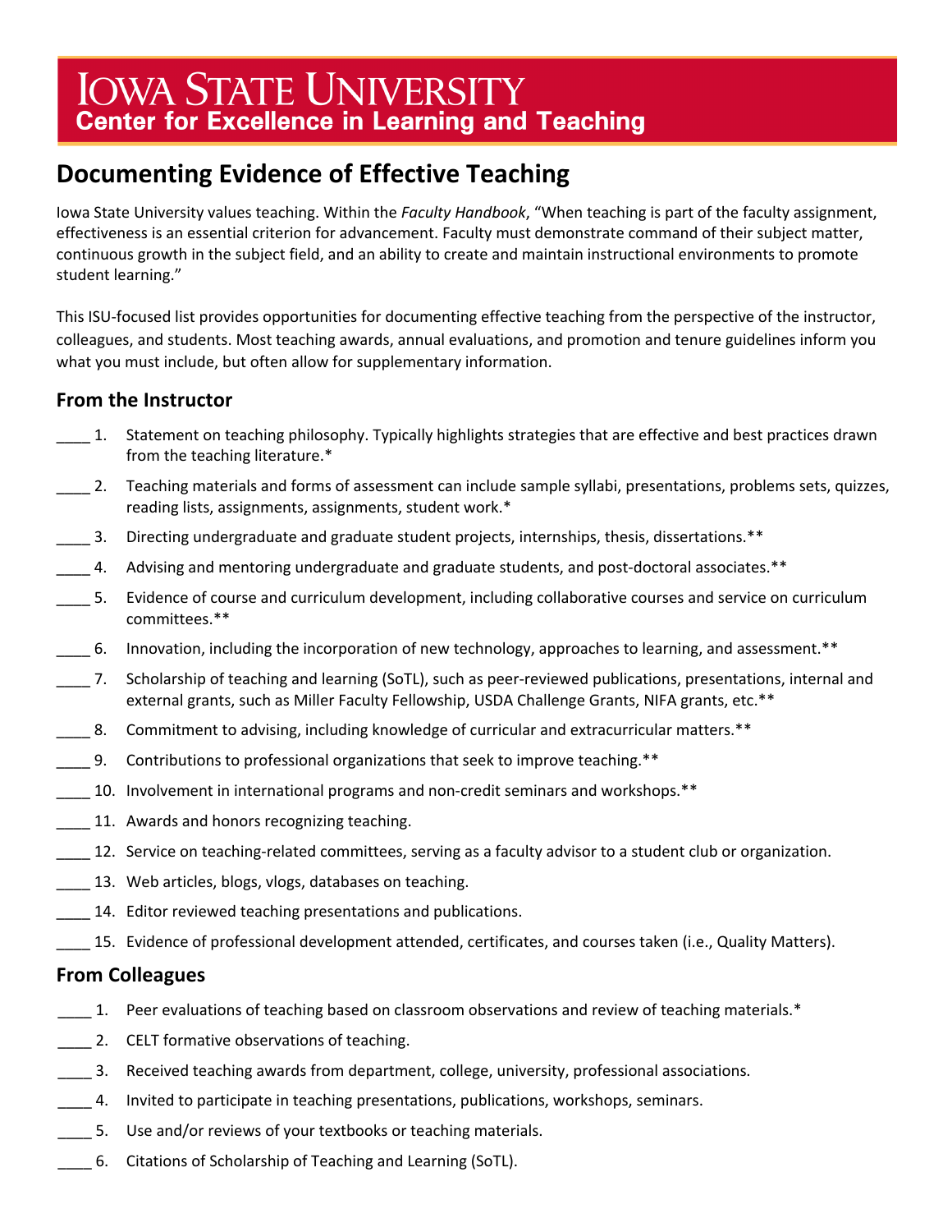# Iowa State University

## Center for Excellence in Learning and Teaching

## Documenting Evidence of Effective Teaching

Iowa State University values teaching. Within the *Faculty Handbook*, "When teaching is part of the faculty assignment, effectiveness is an essential criterion for advancement. Faculty must demonstrate command of their subject matter, continuous growth in the subject field, and an ability to create and maintain instructional environments to promote student learning."

This ISU-focused list provides opportunities for documenting effective teaching from the perspective of the instructor, colleagues, and students. Most teaching awards, annual evaluations, and promotion and tenure guidelines inform you what you must include, but often allow for supplementary information.

### From the Instructor

____ 1. Statement on teaching philosophy. Typically highlights strategies that are effective and best practices drawn from the teaching literature.*

____ 2. Teaching materials and forms of assessment can include sample syllabi, presentations, problems sets, quizzes, reading lists, assignments, assignments, student work.*

____ 3. Directing undergraduate and graduate student projects, internships, thesis, dissertations.**

____ 4. Advising and mentoring undergraduate and graduate students, and post-doctoral associates.**

____ 5. Evidence of course and curriculum development, including collaborative courses and service on curriculum committees.**

____ 6. Innovation, including the incorporation of new technology, approaches to learning, and assessment.**

____ 7. Scholarship of teaching and learning (SoTL), such as peer-reviewed publications, presentations, internal and external grants, such as Miller Faculty Fellowship, USDA Challenge Grants, NIFA grants, etc.**

____ 8. Commitment to advising, including knowledge of curricular and extracurricular matters.**

____ 9. Contributions to professional organizations that seek to improve teaching.**

____ 10. Involvement in international programs and non-credit seminars and workshops.**

____ 11. Awards and honors recognizing teaching.

____ 12. Service on teaching-related committees, serving as a faculty advisor to a student club or organization.

____ 13. Web articles, blogs, vlogs, databases on teaching.

____ 14. Editor reviewed teaching presentations and publications.

____ 15. Evidence of professional development attended, certificates, and courses taken (i.e., Quality Matters).

### From Colleagues

____ 1. Peer evaluations of teaching based on classroom observations and review of teaching materials.*

____ 2. CELT formative observations of teaching.

____ 3. Received teaching awards from department, college, university, professional associations.

____ 4. Invited to participate in teaching presentations, publications, workshops, seminars.

____ 5. Use and/or reviews of your textbooks or teaching materials.

____ 6. Citations of Scholarship of Teaching and Learning (SoTL).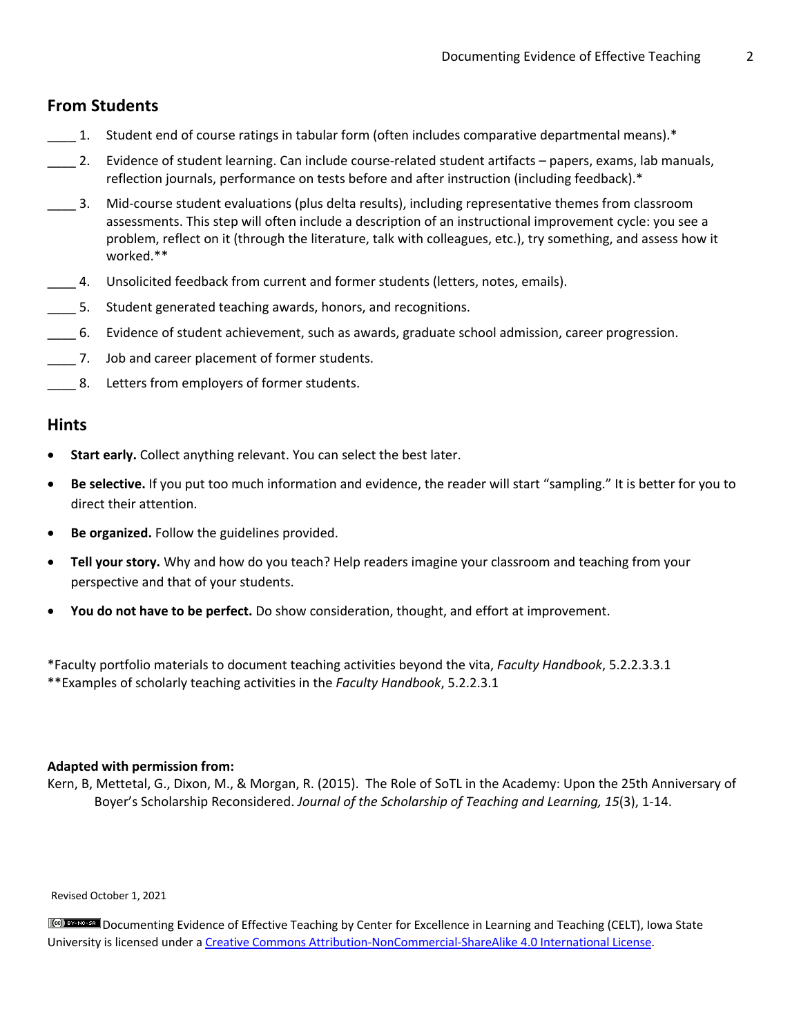## From Students

____ 1. Student end of course ratings in tabular form (often includes comparative departmental means).*

____ 2. Evidence of student learning. Can include course-related student artifacts – papers, exams, lab manuals, reflection journals, performance on tests before and after instruction (including feedback).*

____ 3. Mid-course student evaluations (plus delta results), including representative themes from classroom assessments. This step will often include a description of an instructional improvement cycle: you see a problem, reflect on it (through the literature, talk with colleagues, etc.), try something, and assess how it worked.**

____ 4. Unsolicited feedback from current and former students (letters, notes, emails).

____ 5. Student generated teaching awards, honors, and recognitions.

____ 6. Evidence of student achievement, such as awards, graduate school admission, career progression.

____ 7. Job and career placement of former students.

____ 8. Letters from employers of former students.

## Hints

- **Start early.** Collect anything relevant. You can select the best later.
- **Be selective.** If you put too much information and evidence, the reader will start "sampling." It is better for you to direct their attention.
- **Be organized.** Follow the guidelines provided.
- **Tell your story.** Why and how do you teach? Help readers imagine your classroom and teaching from your perspective and that of your students.
- **You do not have to be perfect.** Do show consideration, thought, and effort at improvement.

*Faculty portfolio materials to document teaching activities beyond the vita, *Faculty Handbook*, 5.2.2.3.3.1
**Examples of scholarly teaching activities in the *Faculty Handbook*, 5.2.2.3.1

**Adapted with permission from:**

Kern, B, Mettetal, G., Dixon, M., & Morgan, R. (2015). The Role of SoTL in the Academy: Upon the 25th Anniversary of Boyer's Scholarship Reconsidered. *Journal of the Scholarship of Teaching and Learning, 15*(3), 1-14.

Revised October 1, 2021

Documenting Evidence of Effective Teaching by Center for Excellence in Learning and Teaching (CELT), Iowa State University is licensed under a [Creative Commons Attribution-NonCommercial-ShareAlike 4.0 International License](https://creativecommons.org/licenses/by-nc-sa/4.0/).